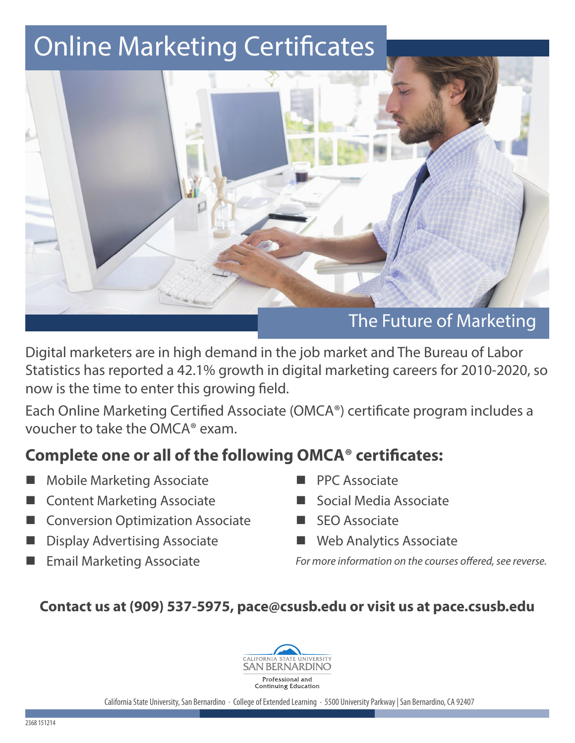# Online Marketing Certificates

## The Future of Marketing

Digital marketers are in high demand in the job market and The Bureau of Labor Statistics has reported a 42.1% growth in digital marketing careers for 2010-2020, so now is the time to enter this growing field.

Each Online Marketing Certified Associate (OMCA®) certificate program includes a voucher to take the OMCA® exam.

## Complete one or all of the following OMCA® certificates:

- Mobile Marketing Associate
- Content Marketing Associate
- Conversion Optimization Associate
- Display Advertising Associate
- Email Marketing Associate
- PPC Associate
- Social Media Associate
- SEO Associate
- Web Analytics Associate

*For more information on the courses offered, see reverse.*

**Contact us at (909) 537-5975, pace@csusb.edu or visit us at pace.csusb.edu**

California State University San Bernardino
Professional and Continuing Education

California State University, San Bernardino · College of Extended Learning · 5500 University Parkway | San Bernardino, CA 92407

2368 151214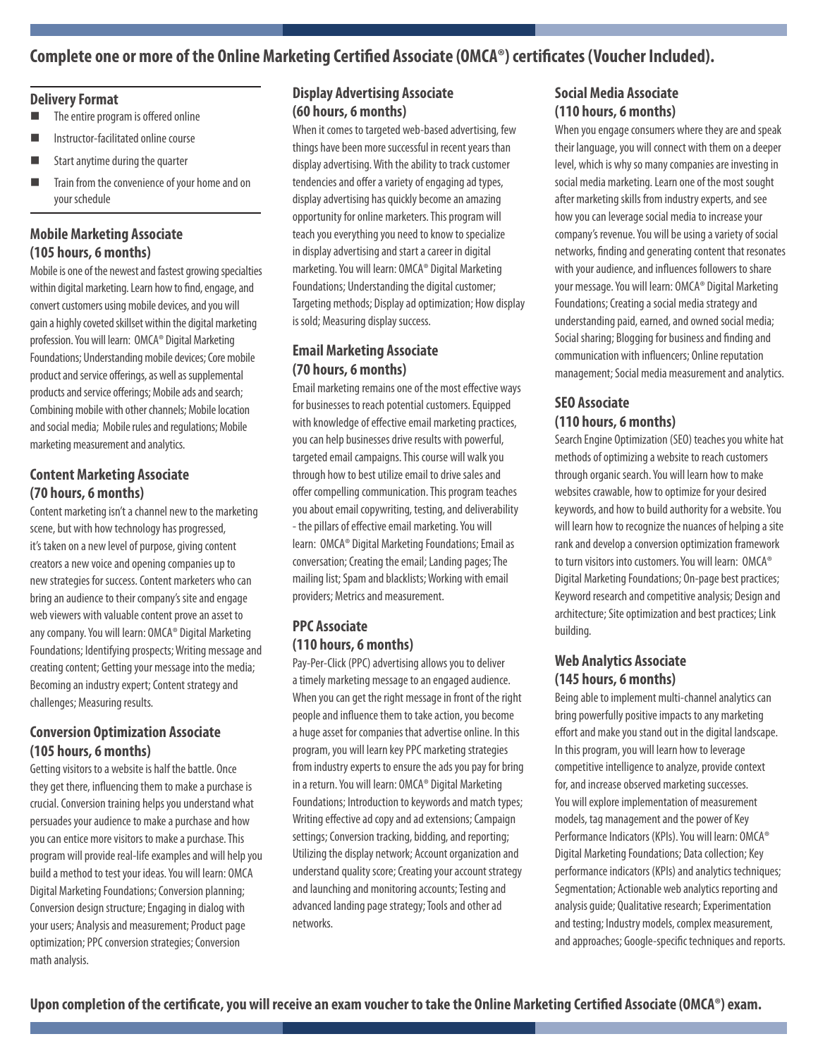## Complete one or more of the Online Marketing Certified Associate (OMCA®) certificates (Voucher Included).

### Delivery Format

- The entire program is offered online
- Instructor-facilitated online course
- Start anytime during the quarter
- Train from the convenience of your home and on your schedule

### Mobile Marketing Associate (105 hours, 6 months)

Mobile is one of the newest and fastest growing specialties within digital marketing. Learn how to find, engage, and convert customers using mobile devices, and you will gain a highly coveted skillset within the digital marketing profession. You will learn: OMCA® Digital Marketing Foundations; Understanding mobile devices; Core mobile product and service offerings, as well as supplemental products and service offerings; Mobile ads and search; Combining mobile with other channels; Mobile location and social media; Mobile rules and regulations; Mobile marketing measurement and analytics.

### Content Marketing Associate (70 hours, 6 months)

Content marketing isn't a channel new to the marketing scene, but with how technology has progressed, it's taken on a new level of purpose, giving content creators a new voice and opening companies up to new strategies for success. Content marketers who can bring an audience to their company's site and engage web viewers with valuable content prove an asset to any company. You will learn: OMCA® Digital Marketing Foundations; Identifying prospects; Writing message and creating content; Getting your message into the media; Becoming an industry expert; Content strategy and challenges; Measuring results.

### Conversion Optimization Associate (105 hours, 6 months)

Getting visitors to a website is half the battle. Once they get there, influencing them to make a purchase is crucial. Conversion training helps you understand what persuades your audience to make a purchase and how you can entice more visitors to make a purchase. This program will provide real-life examples and will help you build a method to test your ideas. You will learn: OMCA Digital Marketing Foundations; Conversion planning; Conversion design structure; Engaging in dialog with your users; Analysis and measurement; Product page optimization; PPC conversion strategies; Conversion math analysis.

### Display Advertising Associate (60 hours, 6 months)

When it comes to targeted web-based advertising, few things have been more successful in recent years than display advertising. With the ability to track customer tendencies and offer a variety of engaging ad types, display advertising has quickly become an amazing opportunity for online marketers. This program will teach you everything you need to know to specialize in display advertising and start a career in digital marketing. You will learn: OMCA® Digital Marketing Foundations; Understanding the digital customer; Targeting methods; Display ad optimization; How display is sold; Measuring display success.

### Email Marketing Associate (70 hours, 6 months)

Email marketing remains one of the most effective ways for businesses to reach potential customers. Equipped with knowledge of effective email marketing practices, you can help businesses drive results with powerful, targeted email campaigns. This course will walk you through how to best utilize email to drive sales and offer compelling communication. This program teaches you about email copywriting, testing, and deliverability - the pillars of effective email marketing. You will learn: OMCA® Digital Marketing Foundations; Email as conversation; Creating the email; Landing pages; The mailing list; Spam and blacklists; Working with email providers; Metrics and measurement.

### PPC Associate (110 hours, 6 months)

Pay-Per-Click (PPC) advertising allows you to deliver a timely marketing message to an engaged audience. When you can get the right message in front of the right people and influence them to take action, you become a huge asset for companies that advertise online. In this program, you will learn key PPC marketing strategies from industry experts to ensure the ads you pay for bring in a return. You will learn: OMCA® Digital Marketing Foundations; Introduction to keywords and match types; Writing effective ad copy and ad extensions; Campaign settings; Conversion tracking, bidding, and reporting; Utilizing the display network; Account organization and understand quality score; Creating your account strategy and launching and monitoring accounts; Testing and advanced landing page strategy; Tools and other ad networks.

### Social Media Associate (110 hours, 6 months)

When you engage consumers where they are and speak their language, you will connect with them on a deeper level, which is why so many companies are investing in social media marketing. Learn one of the most sought after marketing skills from industry experts, and see how you can leverage social media to increase your company's revenue. You will be using a variety of social networks, finding and generating content that resonates with your audience, and influences followers to share your message. You will learn: OMCA® Digital Marketing Foundations; Creating a social media strategy and understanding paid, earned, and owned social media; Social sharing; Blogging for business and finding and communication with influencers; Online reputation management; Social media measurement and analytics.

### SEO Associate (110 hours, 6 months)

Search Engine Optimization (SEO) teaches you white hat methods of optimizing a website to reach customers through organic search. You will learn how to make websites crawable, how to optimize for your desired keywords, and how to build authority for a website. You will learn how to recognize the nuances of helping a site rank and develop a conversion optimization framework to turn visitors into customers. You will learn: OMCA® Digital Marketing Foundations; On-page best practices; Keyword research and competitive analysis; Design and architecture; Site optimization and best practices; Link building.

### Web Analytics Associate (145 hours, 6 months)

Being able to implement multi-channel analytics can bring powerfully positive impacts to any marketing effort and make you stand out in the digital landscape. In this program, you will learn how to leverage competitive intelligence to analyze, provide context for, and increase observed marketing successes. You will explore implementation of measurement models, tag management and the power of Key Performance Indicators (KPIs). You will learn: OMCA® Digital Marketing Foundations; Data collection; Key performance indicators (KPIs) and analytics techniques; Segmentation; Actionable web analytics reporting and analysis guide; Qualitative research; Experimentation and testing; Industry models, complex measurement, and approaches; Google-specific techniques and reports.

**Upon completion of the certificate, you will receive an exam voucher to take the Online Marketing Certified Associate (OMCA®) exam.**